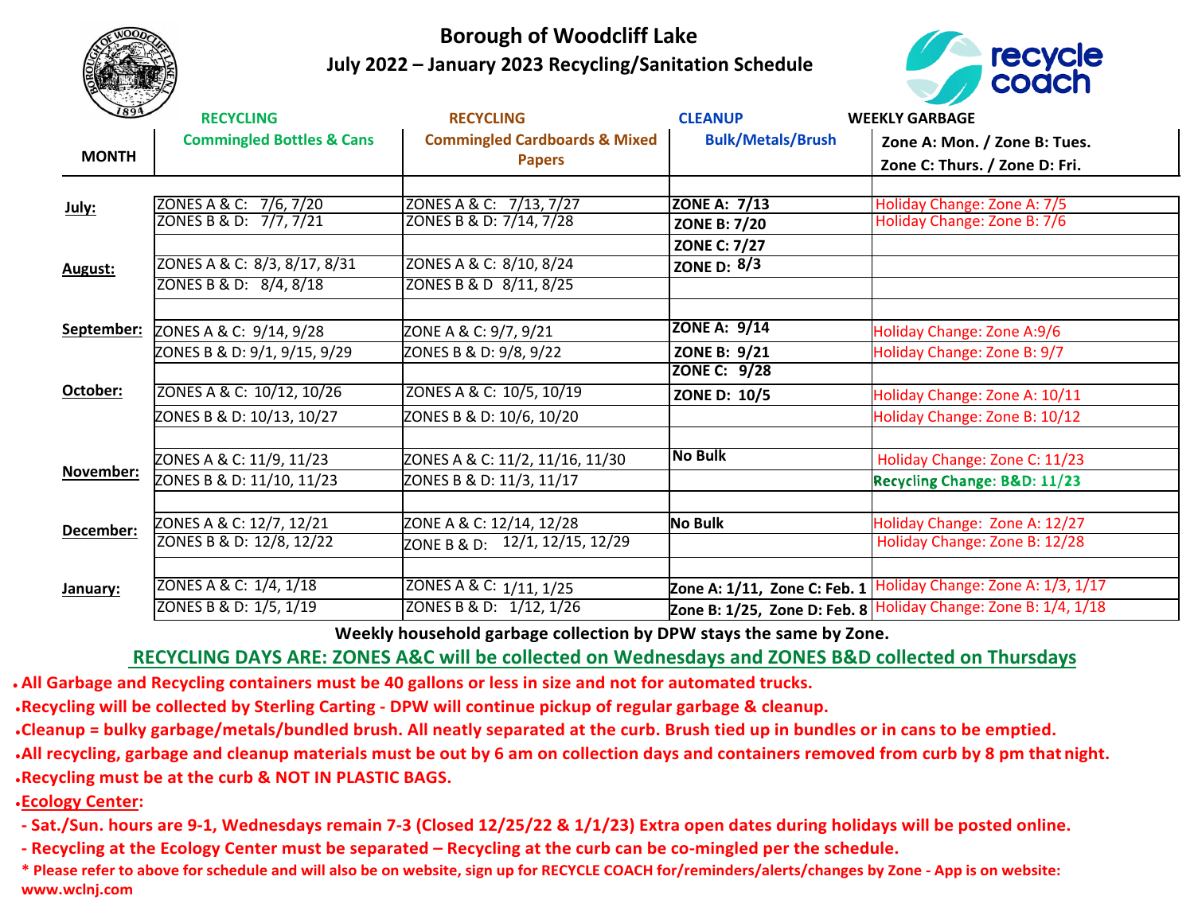# Borough of Woodcliff Lake

## July 2022 – January 2023 Recycling/Sanitation Schedule

| MONTH | RECYCLING<br>Commingled Bottles & Cans | RECYCLING<br>Commingled Cardboards & Mixed Papers | CLEANUP<br>Bulk/Metals/Brush | WEEKLY GARBAGE<br>Zone A: Mon. / Zone B: Tues.<br>Zone C: Thurs. / Zone D: Fri. |
|---|---|---|---|---|
| **July:** | ZONES A & C: 7/6, 7/20 | ZONES A & C: 7/13, 7/27 | **ZONE A: 7/13** | Holiday Change: Zone A: 7/5 |
| | ZONES B & D: 7/7, 7/21 | ZONES B & D: 7/14, 7/28 | **ZONE B: 7/20** | Holiday Change: Zone B: 7/6 |
| | | | **ZONE C: 7/27** | |
| **August:** | ZONES A & C: 8/3, 8/17, 8/31 | ZONES A & C: 8/10, 8/24 | **ZONE D: 8/3** | |
| | ZONES B & D: 8/4, 8/18 | ZONES B & D 8/11, 8/25 | | |
| **September:** | ZONES A & C: 9/14, 9/28 | ZONE A & C: 9/7, 9/21 | **ZONE A: 9/14** | Holiday Change: Zone A:9/6 |
| | ZONES B & D: 9/1, 9/15, 9/29 | ZONES B & D: 9/8, 9/22 | **ZONE B: 9/21** | Holiday Change: Zone B: 9/7 |
| | | | **ZONE C: 9/28** | |
| **October:** | ZONES A & C: 10/12, 10/26 | ZONES A & C: 10/5, 10/19 | **ZONE D: 10/5** | Holiday Change: Zone A: 10/11 |
| | ZONES B & D: 10/13, 10/27 | ZONES B & D: 10/6, 10/20 | | Holiday Change: Zone B: 10/12 |
| **November:** | ZONES A & C: 11/9, 11/23 | ZONES A & C: 11/2, 11/16, 11/30 | **No Bulk** | Holiday Change: Zone C: 11/23 |
| | ZONES B & D: 11/10, 11/23 | ZONES B & D: 11/3, 11/17 | | **Recycling Change: B&D: 11/23** |
| **December:** | ZONES A & C: 12/7, 12/21 | ZONE A & C: 12/14, 12/28 | **No Bulk** | Holiday Change: Zone A: 12/27 |
| | ZONES B & D: 12/8, 12/22 | ZONE B & D: 12/1, 12/15, 12/29 | | Holiday Change: Zone B: 12/28 |
| **January:** | ZONES A & C: 1/4, 1/18 | ZONES A & C: 1/11, 1/25 | **Zone A: 1/11, Zone C: Feb. 1** | Holiday Change: Zone A: 1/3, 1/17 |
| | ZONES B & D: 1/5, 1/19 | ZONES B & D: 1/12, 1/26 | **Zone B: 1/25, Zone D: Feb. 8** | Holiday Change: Zone B: 1/4, 1/18 |

**Weekly household garbage collection by DPW stays the same by Zone.**

**RECYCLING DAYS ARE: ZONES A&C will be collected on Wednesdays and ZONES B&D collected on Thursdays**

- **All Garbage and Recycling containers must be 40 gallons or less in size and not for automated trucks.**
- **Recycling will be collected by Sterling Carting - DPW will continue pickup of regular garbage & cleanup.**
- **Cleanup = bulky garbage/metals/bundled brush. All neatly separated at the curb. Brush tied up in bundles or in cans to be emptied.**
- **All recycling, garbage and cleanup materials must be out by 6 am on collection days and containers removed from curb by 8 pm that night.**
- **Recycling must be at the curb & NOT IN PLASTIC BAGS.**
- **Ecology Center:**
  - **Sat./Sun. hours are 9-1, Wednesdays remain 7-3 (Closed 12/25/22 & 1/1/23) Extra open dates during holidays will be posted online.**
  - **Recycling at the Ecology Center must be separated – Recycling at the curb can be co-mingled per the schedule.**

**\* Please refer to above for schedule and will also be on website, sign up for RECYCLE COACH for/reminders/alerts/changes by Zone - App is on website: www.wclnj.com**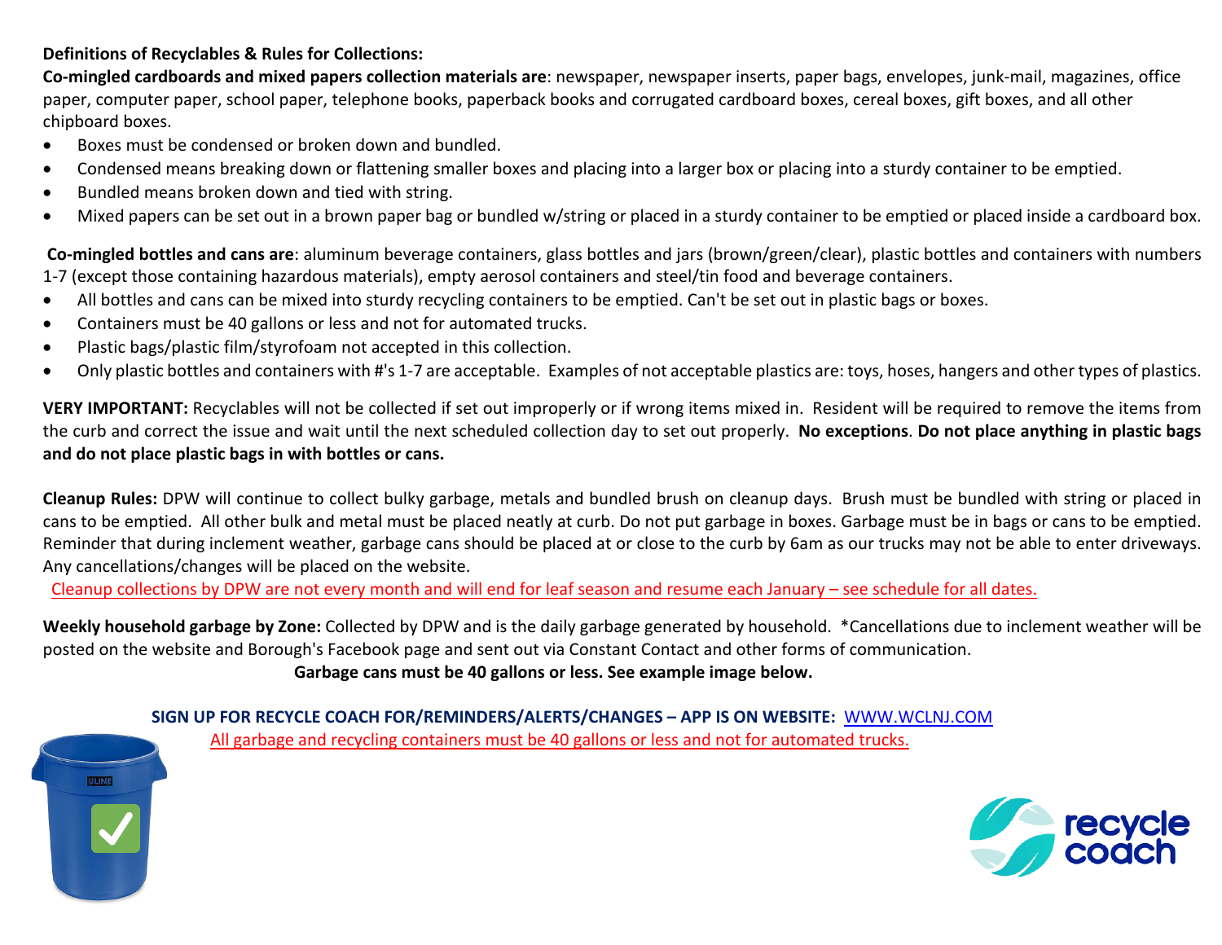**Definitions of Recyclables & Rules for Collections:**

**Co-mingled cardboards and mixed papers collection materials are**: newspaper, newspaper inserts, paper bags, envelopes, junk-mail, magazines, office paper, computer paper, school paper, telephone books, paperback books and corrugated cardboard boxes, cereal boxes, gift boxes, and all other chipboard boxes.

- Boxes must be condensed or broken down and bundled.
- Condensed means breaking down or flattening smaller boxes and placing into a larger box or placing into a sturdy container to be emptied.
- Bundled means broken down and tied with string.
- Mixed papers can be set out in a brown paper bag or bundled w/string or placed in a sturdy container to be emptied or placed inside a cardboard box.

**Co-mingled bottles and cans are**: aluminum beverage containers, glass bottles and jars (brown/green/clear), plastic bottles and containers with numbers 1-7 (except those containing hazardous materials), empty aerosol containers and steel/tin food and beverage containers.

- All bottles and cans can be mixed into sturdy recycling containers to be emptied. Can't be set out in plastic bags or boxes.
- Containers must be 40 gallons or less and not for automated trucks.
- Plastic bags/plastic film/styrofoam not accepted in this collection.
- Only plastic bottles and containers with #'s 1-7 are acceptable. Examples of not acceptable plastics are: toys, hoses, hangers and other types of plastics.

**VERY IMPORTANT:** Recyclables will not be collected if set out improperly or if wrong items mixed in. Resident will be required to remove the items from the curb and correct the issue and wait until the next scheduled collection day to set out properly. **No exceptions**. **Do not place anything in plastic bags and do not place plastic bags in with bottles or cans.**

**Cleanup Rules:** DPW will continue to collect bulky garbage, metals and bundled brush on cleanup days. Brush must be bundled with string or placed in cans to be emptied. All other bulk and metal must be placed neatly at curb. Do not put garbage in boxes. Garbage must be in bags or cans to be emptied. Reminder that during inclement weather, garbage cans should be placed at or close to the curb by 6am as our trucks may not be able to enter driveways. Any cancellations/changes will be placed on the website.

Cleanup collections by DPW are not every month and will end for leaf season and resume each January – see schedule for all dates.

**Weekly household garbage by Zone:** Collected by DPW and is the daily garbage generated by household. *Cancellations due to inclement weather will be posted on the website and Borough's Facebook page and sent out via Constant Contact and other forms of communication.

**Garbage cans must be 40 gallons or less. See example image below.**

**SIGN UP FOR RECYCLE COACH FOR/REMINDERS/ALERTS/CHANGES – APP IS ON WEBSITE:** WWW.WCLNJ.COM

All garbage and recycling containers must be 40 gallons or less and not for automated trucks.